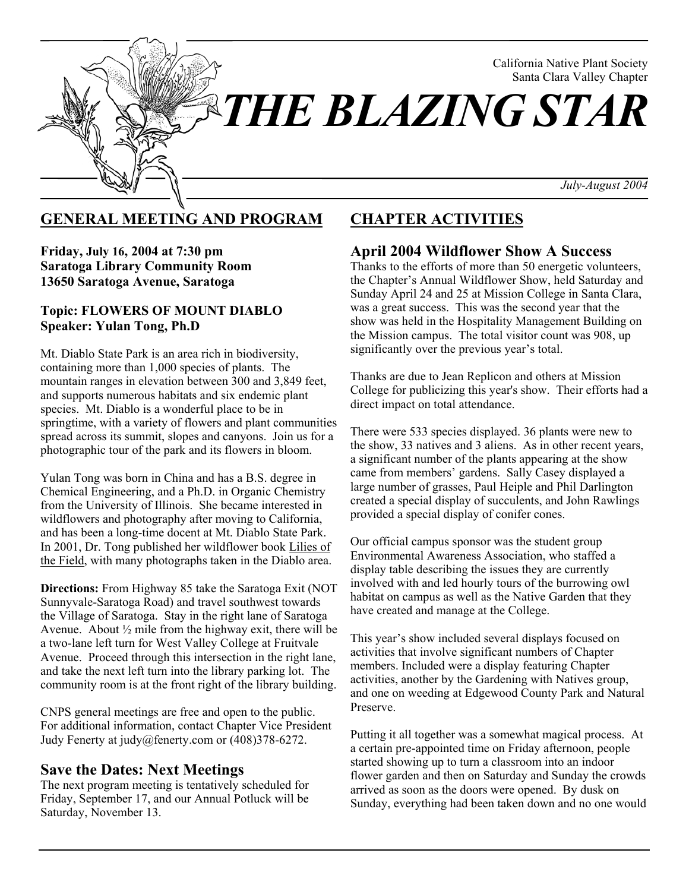California Native Plant Society
Santa Clara Valley Chapter

# THE BLAZING STAR

*July-August 2004*

## GENERAL MEETING AND PROGRAM

**Friday, July 16, 2004 at 7:30 pm**
**Saratoga Library Community Room**
**13650 Saratoga Avenue, Saratoga**

**Topic: FLOWERS OF MOUNT DIABLO**
**Speaker: Yulan Tong, Ph.D**

Mt. Diablo State Park is an area rich in biodiversity, containing more than 1,000 species of plants. The mountain ranges in elevation between 300 and 3,849 feet, and supports numerous habitats and six endemic plant species. Mt. Diablo is a wonderful place to be in springtime, with a variety of flowers and plant communities spread across its summit, slopes and canyons. Join us for a photographic tour of the park and its flowers in bloom.

Yulan Tong was born in China and has a B.S. degree in Chemical Engineering, and a Ph.D. in Organic Chemistry from the University of Illinois. She became interested in wildflowers and photography after moving to California, and has been a long-time docent at Mt. Diablo State Park. In 2001, Dr. Tong published her wildflower book Lilies of the Field, with many photographs taken in the Diablo area.

**Directions:** From Highway 85 take the Saratoga Exit (NOT Sunnyvale-Saratoga Road) and travel southwest towards the Village of Saratoga. Stay in the right lane of Saratoga Avenue. About ½ mile from the highway exit, there will be a two-lane left turn for West Valley College at Fruitvale Avenue. Proceed through this intersection in the right lane, and take the next left turn into the library parking lot. The community room is at the front right of the library building.

CNPS general meetings are free and open to the public. For additional information, contact Chapter Vice President Judy Fenerty at judy@fenerty.com or (408)378-6272.

### Save the Dates: Next Meetings

The next program meeting is tentatively scheduled for Friday, September 17, and our Annual Potluck will be Saturday, November 13.

## CHAPTER ACTIVITIES

### April 2004 Wildflower Show A Success

Thanks to the efforts of more than 50 energetic volunteers, the Chapter's Annual Wildflower Show, held Saturday and Sunday April 24 and 25 at Mission College in Santa Clara, was a great success. This was the second year that the show was held in the Hospitality Management Building on the Mission campus. The total visitor count was 908, up significantly over the previous year's total.

Thanks are due to Jean Replicon and others at Mission College for publicizing this year's show. Their efforts had a direct impact on total attendance.

There were 533 species displayed. 36 plants were new to the show, 33 natives and 3 aliens. As in other recent years, a significant number of the plants appearing at the show came from members' gardens. Sally Casey displayed a large number of grasses, Paul Heiple and Phil Darlington created a special display of succulents, and John Rawlings provided a special display of conifer cones.

Our official campus sponsor was the student group Environmental Awareness Association, who staffed a display table describing the issues they are currently involved with and led hourly tours of the burrowing owl habitat on campus as well as the Native Garden that they have created and manage at the College.

This year's show included several displays focused on activities that involve significant numbers of Chapter members. Included were a display featuring Chapter activities, another by the Gardening with Natives group, and one on weeding at Edgewood County Park and Natural Preserve.

Putting it all together was a somewhat magical process. At a certain pre-appointed time on Friday afternoon, people started showing up to turn a classroom into an indoor flower garden and then on Saturday and Sunday the crowds arrived as soon as the doors were opened. By dusk on Sunday, everything had been taken down and no one would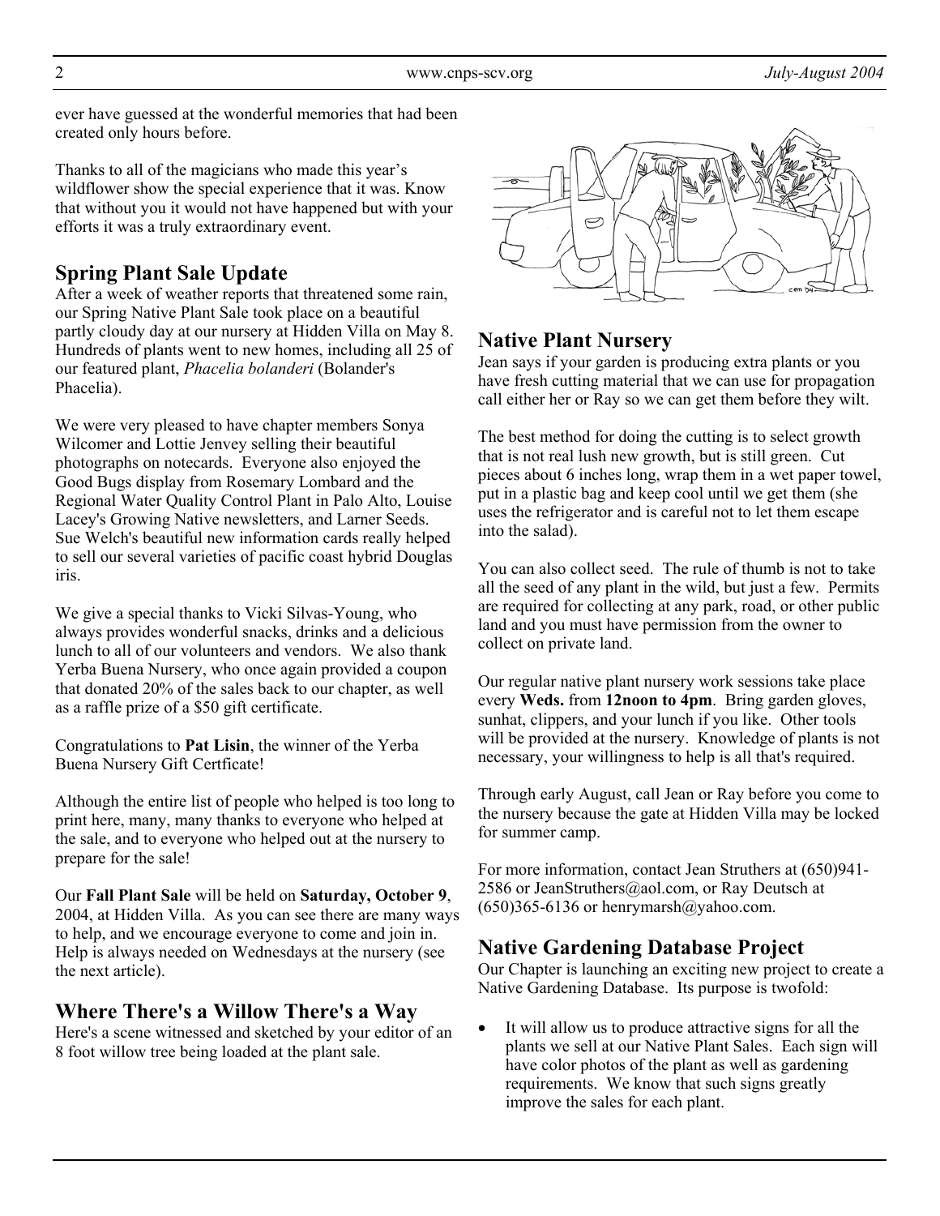ever have guessed at the wonderful memories that had been created only hours before.

Thanks to all of the magicians who made this year's wildflower show the special experience that it was. Know that without you it would not have happened but with your efforts it was a truly extraordinary event.

## Spring Plant Sale Update

After a week of weather reports that threatened some rain, our Spring Native Plant Sale took place on a beautiful partly cloudy day at our nursery at Hidden Villa on May 8. Hundreds of plants went to new homes, including all 25 of our featured plant, *Phacelia bolanderi* (Bolander's Phacelia).

We were very pleased to have chapter members Sonya Wilcomer and Lottie Jenvey selling their beautiful photographs on notecards. Everyone also enjoyed the Good Bugs display from Rosemary Lombard and the Regional Water Quality Control Plant in Palo Alto, Louise Lacey's Growing Native newsletters, and Larner Seeds. Sue Welch's beautiful new information cards really helped to sell our several varieties of pacific coast hybrid Douglas iris.

We give a special thanks to Vicki Silvas-Young, who always provides wonderful snacks, drinks and a delicious lunch to all of our volunteers and vendors. We also thank Yerba Buena Nursery, who once again provided a coupon that donated 20% of the sales back to our chapter, as well as a raffle prize of a $50 gift certificate.

Congratulations to **Pat Lisin**, the winner of the Yerba Buena Nursery Gift Certficate!

Although the entire list of people who helped is too long to print here, many, many thanks to everyone who helped at the sale, and to everyone who helped out at the nursery to prepare for the sale!

Our **Fall Plant Sale** will be held on **Saturday, October 9**, 2004, at Hidden Villa. As you can see there are many ways to help, and we encourage everyone to come and join in. Help is always needed on Wednesdays at the nursery (see the next article).

## Where There's a Willow There's a Way

Here's a scene witnessed and sketched by your editor of an 8 foot willow tree being loaded at the plant sale.

## Native Plant Nursery

Jean says if your garden is producing extra plants or you have fresh cutting material that we can use for propagation call either her or Ray so we can get them before they wilt.

The best method for doing the cutting is to select growth that is not real lush new growth, but is still green. Cut pieces about 6 inches long, wrap them in a wet paper towel, put in a plastic bag and keep cool until we get them (she uses the refrigerator and is careful not to let them escape into the salad).

You can also collect seed. The rule of thumb is not to take all the seed of any plant in the wild, but just a few. Permits are required for collecting at any park, road, or other public land and you must have permission from the owner to collect on private land.

Our regular native plant nursery work sessions take place every **Weds.** from **12noon to 4pm**. Bring garden gloves, sunhat, clippers, and your lunch if you like. Other tools will be provided at the nursery. Knowledge of plants is not necessary, your willingness to help is all that's required.

Through early August, call Jean or Ray before you come to the nursery because the gate at Hidden Villa may be locked for summer camp.

For more information, contact Jean Struthers at (650)941-2586 or JeanStruthers@aol.com, or Ray Deutsch at (650)365-6136 or henrymarsh@yahoo.com.

## Native Gardening Database Project

Our Chapter is launching an exciting new project to create a Native Gardening Database. Its purpose is twofold:

- It will allow us to produce attractive signs for all the plants we sell at our Native Plant Sales. Each sign will have color photos of the plant as well as gardening requirements. We know that such signs greatly improve the sales for each plant.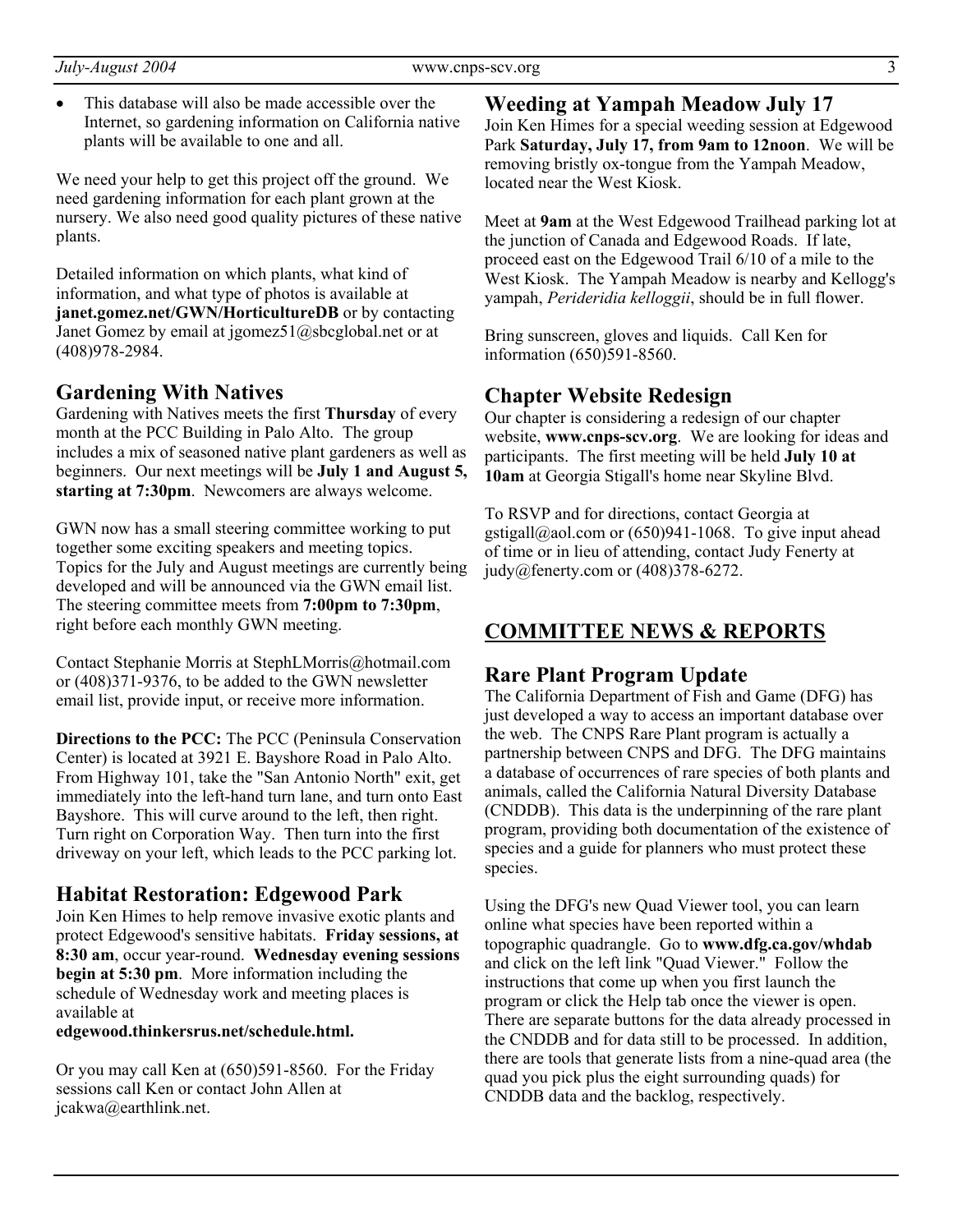- This database will also be made accessible over the Internet, so gardening information on California native plants will be available to one and all.

We need your help to get this project off the ground. We need gardening information for each plant grown at the nursery. We also need good quality pictures of these native plants.

Detailed information on which plants, what kind of information, and what type of photos is available at **janet.gomez.net/GWN/HorticultureDB** or by contacting Janet Gomez by email at jgomez51@sbcglobal.net or at (408)978-2984.

## Gardening With Natives

Gardening with Natives meets the first **Thursday** of every month at the PCC Building in Palo Alto. The group includes a mix of seasoned native plant gardeners as well as beginners. Our next meetings will be **July 1 and August 5, starting at 7:30pm**. Newcomers are always welcome.

GWN now has a small steering committee working to put together some exciting speakers and meeting topics. Topics for the July and August meetings are currently being developed and will be announced via the GWN email list. The steering committee meets from **7:00pm to 7:30pm**, right before each monthly GWN meeting.

Contact Stephanie Morris at StephLMorris@hotmail.com or (408)371-9376, to be added to the GWN newsletter email list, provide input, or receive more information.

**Directions to the PCC:** The PCC (Peninsula Conservation Center) is located at 3921 E. Bayshore Road in Palo Alto. From Highway 101, take the "San Antonio North" exit, get immediately into the left-hand turn lane, and turn onto East Bayshore. This will curve around to the left, then right. Turn right on Corporation Way. Then turn into the first driveway on your left, which leads to the PCC parking lot.

## Habitat Restoration: Edgewood Park

Join Ken Himes to help remove invasive exotic plants and protect Edgewood's sensitive habitats. **Friday sessions, at 8:30 am**, occur year-round. **Wednesday evening sessions begin at 5:30 pm**. More information including the schedule of Wednesday work and meeting places is available at
**edgewood.thinkersrus.net/schedule.html.**

Or you may call Ken at (650)591-8560. For the Friday sessions call Ken or contact John Allen at jcakwa@earthlink.net.

## Weeding at Yampah Meadow July 17

Join Ken Himes for a special weeding session at Edgewood Park **Saturday, July 17, from 9am to 12noon**. We will be removing bristly ox-tongue from the Yampah Meadow, located near the West Kiosk.

Meet at **9am** at the West Edgewood Trailhead parking lot at the junction of Canada and Edgewood Roads. If late, proceed east on the Edgewood Trail 6/10 of a mile to the West Kiosk. The Yampah Meadow is nearby and Kellogg's yampah, *Perideridia kelloggii*, should be in full flower.

Bring sunscreen, gloves and liquids. Call Ken for information (650)591-8560.

## Chapter Website Redesign

Our chapter is considering a redesign of our chapter website, **www.cnps-scv.org**. We are looking for ideas and participants. The first meeting will be held **July 10 at 10am** at Georgia Stigall's home near Skyline Blvd.

To RSVP and for directions, contact Georgia at gstigall@aol.com or (650)941-1068. To give input ahead of time or in lieu of attending, contact Judy Fenerty at judy@fenerty.com or (408)378-6272.

# COMMITTEE NEWS & REPORTS

## Rare Plant Program Update

The California Department of Fish and Game (DFG) has just developed a way to access an important database over the web. The CNPS Rare Plant program is actually a partnership between CNPS and DFG. The DFG maintains a database of occurrences of rare species of both plants and animals, called the California Natural Diversity Database (CNDDB). This data is the underpinning of the rare plant program, providing both documentation of the existence of species and a guide for planners who must protect these species.

Using the DFG's new Quad Viewer tool, you can learn online what species have been reported within a topographic quadrangle. Go to **www.dfg.ca.gov/whdab** and click on the left link "Quad Viewer." Follow the instructions that come up when you first launch the program or click the Help tab once the viewer is open. There are separate buttons for the data already processed in the CNDDB and for data still to be processed. In addition, there are tools that generate lists from a nine-quad area (the quad you pick plus the eight surrounding quads) for CNDDB data and the backlog, respectively.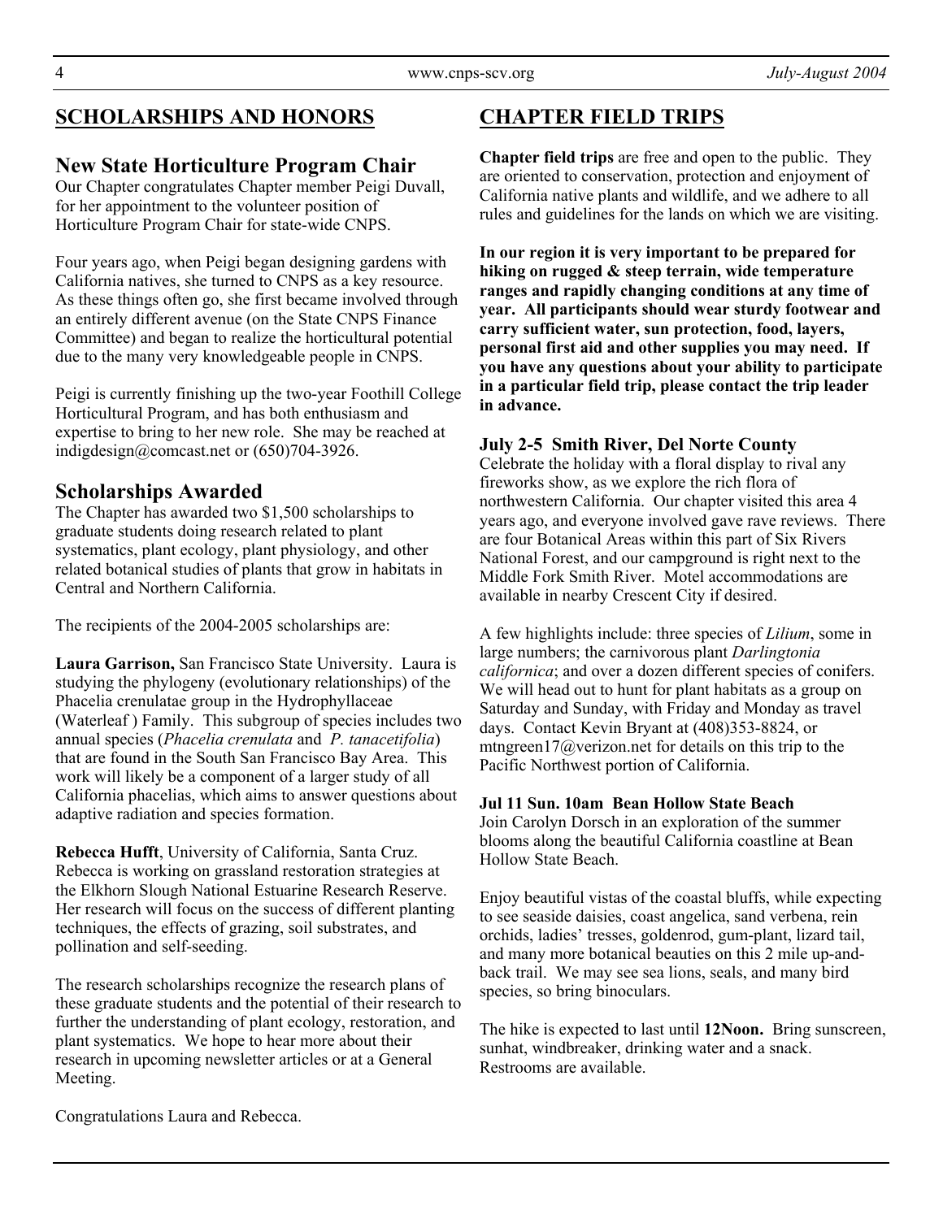## SCHOLARSHIPS AND HONORS

### New State Horticulture Program Chair

Our Chapter congratulates Chapter member Peigi Duvall, for her appointment to the volunteer position of Horticulture Program Chair for state-wide CNPS.

Four years ago, when Peigi began designing gardens with California natives, she turned to CNPS as a key resource. As these things often go, she first became involved through an entirely different avenue (on the State CNPS Finance Committee) and began to realize the horticultural potential due to the many very knowledgeable people in CNPS.

Peigi is currently finishing up the two-year Foothill College Horticultural Program, and has both enthusiasm and expertise to bring to her new role. She may be reached at indigdesign@comcast.net or (650)704-3926.

### Scholarships Awarded

The Chapter has awarded two $1,500 scholarships to graduate students doing research related to plant systematics, plant ecology, plant physiology, and other related botanical studies of plants that grow in habitats in Central and Northern California.

The recipients of the 2004-2005 scholarships are:

**Laura Garrison,** San Francisco State University. Laura is studying the phylogeny (evolutionary relationships) of the Phacelia crenulatae group in the Hydrophyllaceae (Waterleaf ) Family. This subgroup of species includes two annual species (*Phacelia crenulata* and *P. tanacetifolia*) that are found in the South San Francisco Bay Area. This work will likely be a component of a larger study of all California phacelias, which aims to answer questions about adaptive radiation and species formation.

**Rebecca Hufft**, University of California, Santa Cruz. Rebecca is working on grassland restoration strategies at the Elkhorn Slough National Estuarine Research Reserve. Her research will focus on the success of different planting techniques, the effects of grazing, soil substrates, and pollination and self-seeding.

The research scholarships recognize the research plans of these graduate students and the potential of their research to further the understanding of plant ecology, restoration, and plant systematics. We hope to hear more about their research in upcoming newsletter articles or at a General Meeting.

Congratulations Laura and Rebecca.

## CHAPTER FIELD TRIPS

**Chapter field trips** are free and open to the public. They are oriented to conservation, protection and enjoyment of California native plants and wildlife, and we adhere to all rules and guidelines for the lands on which we are visiting.

**In our region it is very important to be prepared for hiking on rugged & steep terrain, wide temperature ranges and rapidly changing conditions at any time of year. All participants should wear sturdy footwear and carry sufficient water, sun protection, food, layers, personal first aid and other supplies you may need. If you have any questions about your ability to participate in a particular field trip, please contact the trip leader in advance.**

### July 2-5 Smith River, Del Norte County

Celebrate the holiday with a floral display to rival any fireworks show, as we explore the rich flora of northwestern California. Our chapter visited this area 4 years ago, and everyone involved gave rave reviews. There are four Botanical Areas within this part of Six Rivers National Forest, and our campground is right next to the Middle Fork Smith River. Motel accommodations are available in nearby Crescent City if desired.

A few highlights include: three species of *Lilium*, some in large numbers; the carnivorous plant *Darlingtonia californica*; and over a dozen different species of conifers. We will head out to hunt for plant habitats as a group on Saturday and Sunday, with Friday and Monday as travel days. Contact Kevin Bryant at (408)353-8824, or mtngreen17@verizon.net for details on this trip to the Pacific Northwest portion of California.

#### Jul 11 Sun. 10am Bean Hollow State Beach

Join Carolyn Dorsch in an exploration of the summer blooms along the beautiful California coastline at Bean Hollow State Beach.

Enjoy beautiful vistas of the coastal bluffs, while expecting to see seaside daisies, coast angelica, sand verbena, rein orchids, ladies' tresses, goldenrod, gum-plant, lizard tail, and many more botanical beauties on this 2 mile up-and-back trail. We may see sea lions, seals, and many bird species, so bring binoculars.

The hike is expected to last until **12Noon.** Bring sunscreen, sunhat, windbreaker, drinking water and a snack. Restrooms are available.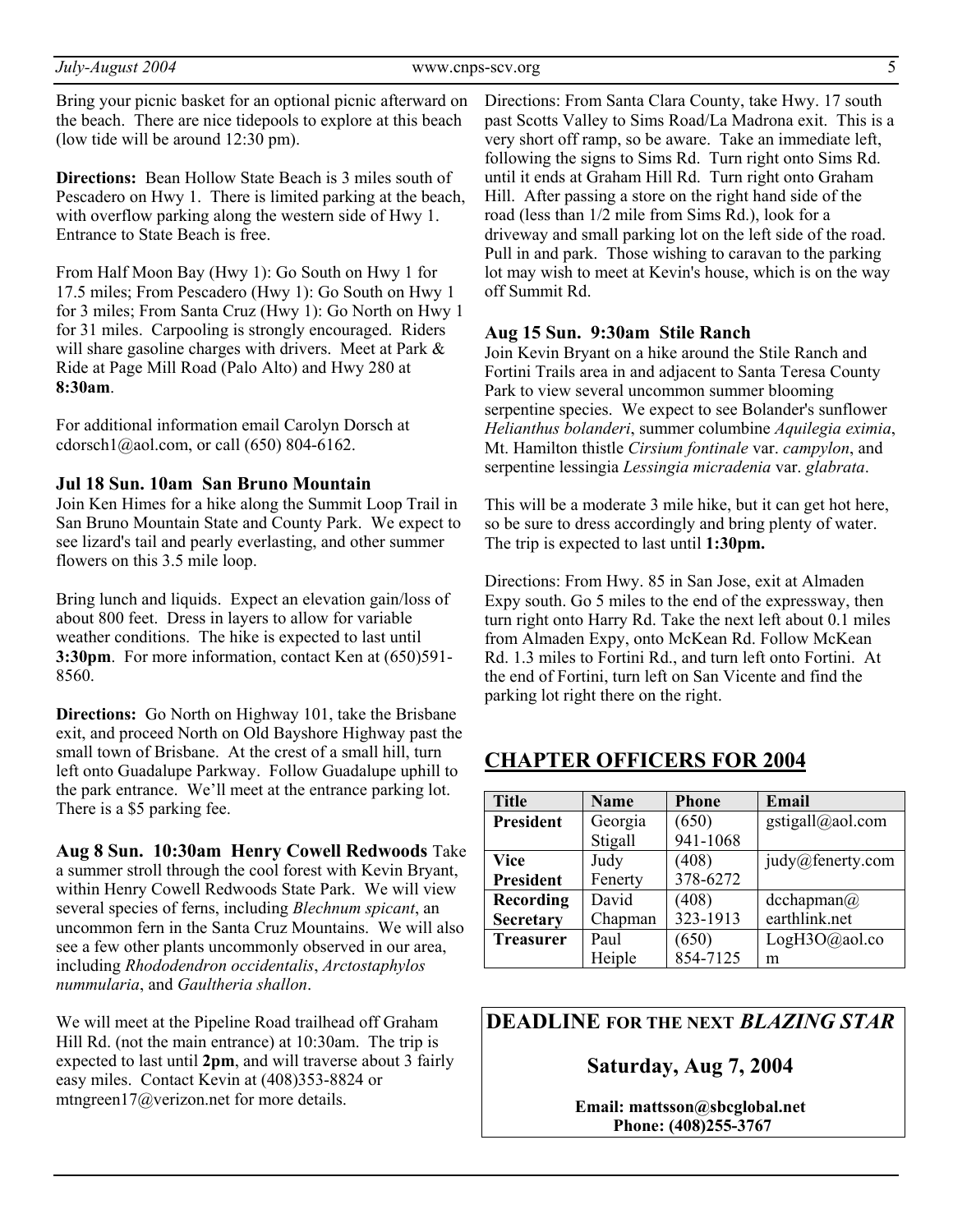Bring your picnic basket for an optional picnic afterward on the beach. There are nice tidepools to explore at this beach (low tide will be around 12:30 pm).

**Directions:** Bean Hollow State Beach is 3 miles south of Pescadero on Hwy 1. There is limited parking at the beach, with overflow parking along the western side of Hwy 1. Entrance to State Beach is free.

From Half Moon Bay (Hwy 1): Go South on Hwy 1 for 17.5 miles; From Pescadero (Hwy 1): Go South on Hwy 1 for 3 miles; From Santa Cruz (Hwy 1): Go North on Hwy 1 for 31 miles. Carpooling is strongly encouraged. Riders will share gasoline charges with drivers. Meet at Park & Ride at Page Mill Road (Palo Alto) and Hwy 280 at **8:30am**.

For additional information email Carolyn Dorsch at cdorsch1@aol.com, or call (650) 804-6162.

### Jul 18 Sun. 10am San Bruno Mountain

Join Ken Himes for a hike along the Summit Loop Trail in San Bruno Mountain State and County Park. We expect to see lizard's tail and pearly everlasting, and other summer flowers on this 3.5 mile loop.

Bring lunch and liquids. Expect an elevation gain/loss of about 800 feet. Dress in layers to allow for variable weather conditions. The hike is expected to last until **3:30pm**. For more information, contact Ken at (650)591-8560.

**Directions:** Go North on Highway 101, take the Brisbane exit, and proceed North on Old Bayshore Highway past the small town of Brisbane. At the crest of a small hill, turn left onto Guadalupe Parkway. Follow Guadalupe uphill to the park entrance. We'll meet at the entrance parking lot. There is a $5 parking fee.

**Aug 8 Sun. 10:30am Henry Cowell Redwoods** Take a summer stroll through the cool forest with Kevin Bryant, within Henry Cowell Redwoods State Park. We will view several species of ferns, including *Blechnum spicant*, an uncommon fern in the Santa Cruz Mountains. We will also see a few other plants uncommonly observed in our area, including *Rhododendron occidentalis*, *Arctostaphylos nummularia*, and *Gaultheria shallon*.

We will meet at the Pipeline Road trailhead off Graham Hill Rd. (not the main entrance) at 10:30am. The trip is expected to last until **2pm**, and will traverse about 3 fairly easy miles. Contact Kevin at (408)353-8824 or mtngreen17@verizon.net for more details.

Directions: From Santa Clara County, take Hwy. 17 south past Scotts Valley to Sims Road/La Madrona exit. This is a very short off ramp, so be aware. Take an immediate left, following the signs to Sims Rd. Turn right onto Sims Rd. until it ends at Graham Hill Rd. Turn right onto Graham Hill. After passing a store on the right hand side of the road (less than 1/2 mile from Sims Rd.), look for a driveway and small parking lot on the left side of the road. Pull in and park. Those wishing to caravan to the parking lot may wish to meet at Kevin's house, which is on the way off Summit Rd.

### Aug 15 Sun. 9:30am Stile Ranch

Join Kevin Bryant on a hike around the Stile Ranch and Fortini Trails area in and adjacent to Santa Teresa County Park to view several uncommon summer blooming serpentine species. We expect to see Bolander's sunflower *Helianthus bolanderi*, summer columbine *Aquilegia eximia*, Mt. Hamilton thistle *Cirsium fontinale* var. *campylon*, and serpentine lessingia *Lessingia micradenia* var. *glabrata*.

This will be a moderate 3 mile hike, but it can get hot here, so be sure to dress accordingly and bring plenty of water. The trip is expected to last until **1:30pm.**

Directions: From Hwy. 85 in San Jose, exit at Almaden Expy south. Go 5 miles to the end of the expressway, then turn right onto Harry Rd. Take the next left about 0.1 miles from Almaden Expy, onto McKean Rd. Follow McKean Rd. 1.3 miles to Fortini Rd., and turn left onto Fortini. At the end of Fortini, turn left on San Vicente and find the parking lot right there on the right.

## CHAPTER OFFICERS FOR 2004

| Title | Name | Phone | Email |
|---|---|---|---|
| **President** | Georgia Stigall | (650) 941-1068 | gstigall@aol.com |
| **Vice President** | Judy Fenerty | (408) 378-6272 | judy@fenerty.com |
| **Recording Secretary** | David Chapman | (408) 323-1913 | dcchapman@earthlink.net |
| **Treasurer** | Paul Heiple | (650) 854-7125 | LogH3O@aol.com |

**DEADLINE FOR THE NEXT *BLAZING STAR***

**Saturday, Aug 7, 2004**

**Email: mattsson@sbcglobal.net**
**Phone: (408)255-3767**